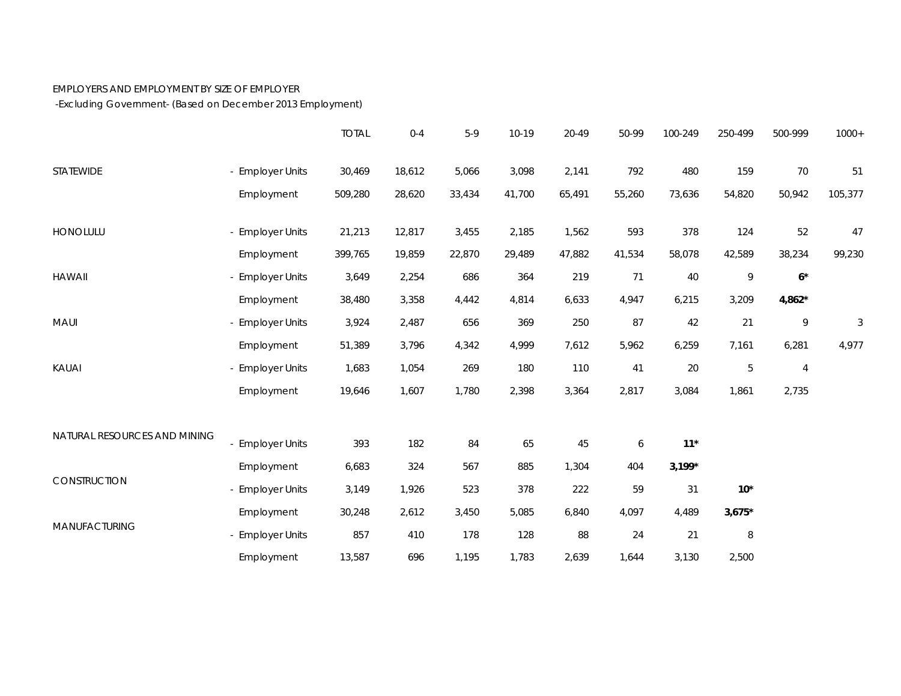EMPLOYERS AND EMPLOYMENT BY SIZE OF EMPLOYER

-Excluding Government- (Based on December 2013 Employment)

| | | TOTAL | 0-4 | 5-9 | 10-19 | 20-49 | 50-99 | 100-249 | 250-499 | 500-999 | 1000+ |
|---|---|---|---|---|---|---|---|---|---|---|---|
| STATEWIDE | - Employer Units | 30,469 | 18,612 | 5,066 | 3,098 | 2,141 | 792 | 480 | 159 | 70 | 51 |
| | Employment | 509,280 | 28,620 | 33,434 | 41,700 | 65,491 | 55,260 | 73,636 | 54,820 | 50,942 | 105,377 |
| HONOLULU | - Employer Units | 21,213 | 12,817 | 3,455 | 2,185 | 1,562 | 593 | 378 | 124 | 52 | 47 |
| | Employment | 399,765 | 19,859 | 22,870 | 29,489 | 47,882 | 41,534 | 58,078 | 42,589 | 38,234 | 99,230 |
| HAWAII | - Employer Units | 3,649 | 2,254 | 686 | 364 | 219 | 71 | 40 | 9 | **6*** | |
| | Employment | 38,480 | 3,358 | 4,442 | 4,814 | 6,633 | 4,947 | 6,215 | 3,209 | **4,862*** | |
| MAUI | - Employer Units | 3,924 | 2,487 | 656 | 369 | 250 | 87 | 42 | 21 | 9 | 3 |
| | Employment | 51,389 | 3,796 | 4,342 | 4,999 | 7,612 | 5,962 | 6,259 | 7,161 | 6,281 | 4,977 |
| KAUAI | - Employer Units | 1,683 | 1,054 | 269 | 180 | 110 | 41 | 20 | 5 | 4 | |
| | Employment | 19,646 | 1,607 | 1,780 | 2,398 | 3,364 | 2,817 | 3,084 | 1,861 | 2,735 | |
| NATURAL RESOURCES AND MINING | - Employer Units | 393 | 182 | 84 | 65 | 45 | 6 | **11*** | | | |
| | Employment | 6,683 | 324 | 567 | 885 | 1,304 | 404 | **3,199*** | | | |
| CONSTRUCTION | - Employer Units | 3,149 | 1,926 | 523 | 378 | 222 | 59 | 31 | **10*** | | |
| | Employment | 30,248 | 2,612 | 3,450 | 5,085 | 6,840 | 4,097 | 4,489 | **3,675*** | | |
| MANUFACTURING | - Employer Units | 857 | 410 | 178 | 128 | 88 | 24 | 21 | 8 | | |
| | Employment | 13,587 | 696 | 1,195 | 1,783 | 2,639 | 1,644 | 3,130 | 2,500 | | |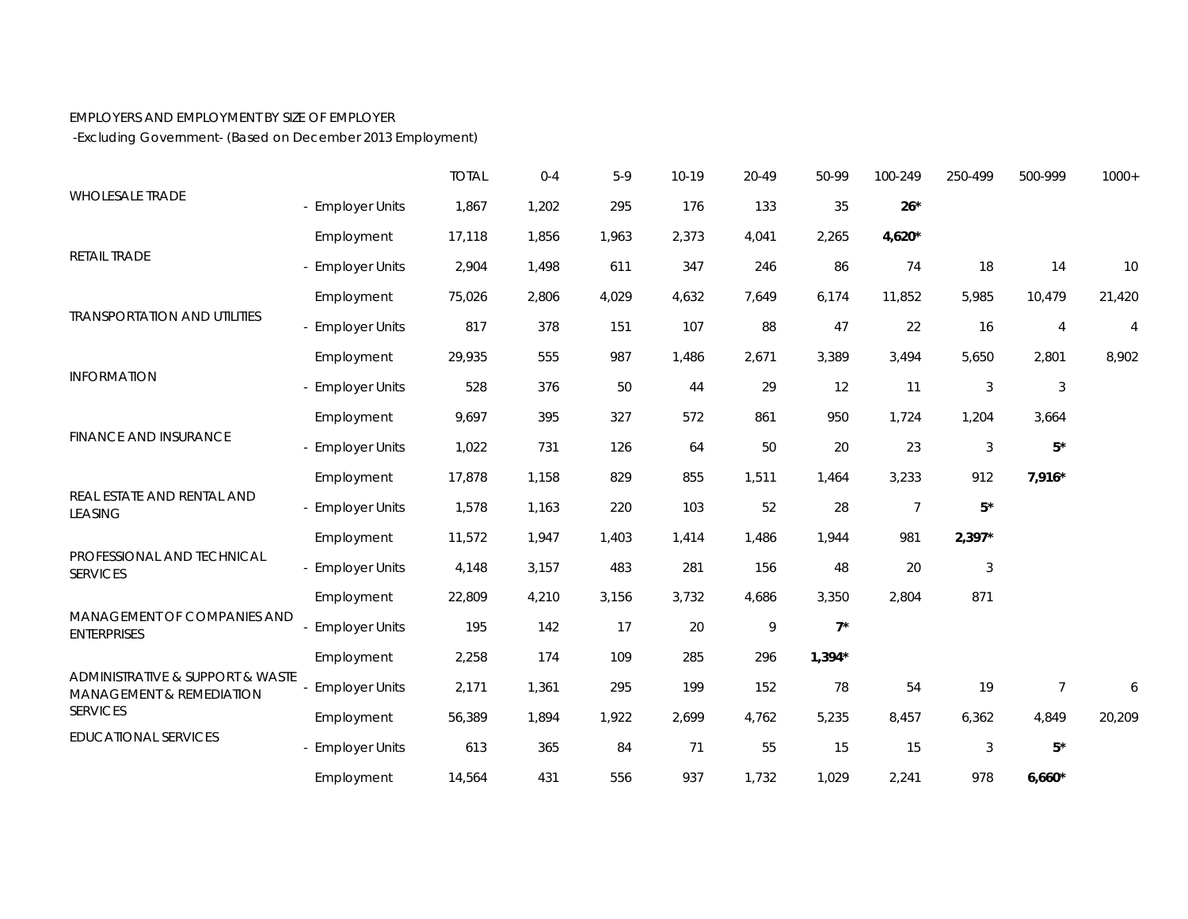EMPLOYERS AND EMPLOYMENT BY SIZE OF EMPLOYER
-Excluding Government- (Based on December 2013 Employment)

| | | TOTAL | 0-4 | 5-9 | 10-19 | 20-49 | 50-99 | 100-249 | 250-499 | 500-999 | 1000+ |
|---|---|---|---|---|---|---|---|---|---|---|---|
| WHOLESALE TRADE | - Employer Units | 1,867 | 1,202 | 295 | 176 | 133 | 35 | **26*** | | | |
| | Employment | 17,118 | 1,856 | 1,963 | 2,373 | 4,041 | 2,265 | **4,620*** | | | |
| RETAIL TRADE | - Employer Units | 2,904 | 1,498 | 611 | 347 | 246 | 86 | 74 | 18 | 14 | 10 |
| | Employment | 75,026 | 2,806 | 4,029 | 4,632 | 7,649 | 6,174 | 11,852 | 5,985 | 10,479 | 21,420 |
| TRANSPORTATION AND UTILITIES | - Employer Units | 817 | 378 | 151 | 107 | 88 | 47 | 22 | 16 | 4 | 4 |
| | Employment | 29,935 | 555 | 987 | 1,486 | 2,671 | 3,389 | 3,494 | 5,650 | 2,801 | 8,902 |
| INFORMATION | - Employer Units | 528 | 376 | 50 | 44 | 29 | 12 | 11 | 3 | 3 | |
| | Employment | 9,697 | 395 | 327 | 572 | 861 | 950 | 1,724 | 1,204 | 3,664 | |
| FINANCE AND INSURANCE | - Employer Units | 1,022 | 731 | 126 | 64 | 50 | 20 | 23 | 3 | **5*** | |
| | Employment | 17,878 | 1,158 | 829 | 855 | 1,511 | 1,464 | 3,233 | 912 | **7,916*** | |
| REAL ESTATE AND RENTAL AND LEASING | - Employer Units | 1,578 | 1,163 | 220 | 103 | 52 | 28 | 7 | **5*** | | |
| | Employment | 11,572 | 1,947 | 1,403 | 1,414 | 1,486 | 1,944 | 981 | **2,397*** | | |
| PROFESSIONAL AND TECHNICAL SERVICES | - Employer Units | 4,148 | 3,157 | 483 | 281 | 156 | 48 | 20 | 3 | | |
| | Employment | 22,809 | 4,210 | 3,156 | 3,732 | 4,686 | 3,350 | 2,804 | 871 | | |
| MANAGEMENT OF COMPANIES AND ENTERPRISES | - Employer Units | 195 | 142 | 17 | 20 | 9 | **7*** | | | | |
| | Employment | 2,258 | 174 | 109 | 285 | 296 | **1,394*** | | | | |
| ADMINISTRATIVE & SUPPORT & WASTE MANAGEMENT & REMEDIATION SERVICES | - Employer Units | 2,171 | 1,361 | 295 | 199 | 152 | 78 | 54 | 19 | 7 | 6 |
| | Employment | 56,389 | 1,894 | 1,922 | 2,699 | 4,762 | 5,235 | 8,457 | 6,362 | 4,849 | 20,209 |
| EDUCATIONAL SERVICES | - Employer Units | 613 | 365 | 84 | 71 | 55 | 15 | 15 | 3 | **5*** | |
| | Employment | 14,564 | 431 | 556 | 937 | 1,732 | 1,029 | 2,241 | 978 | **6,660*** | |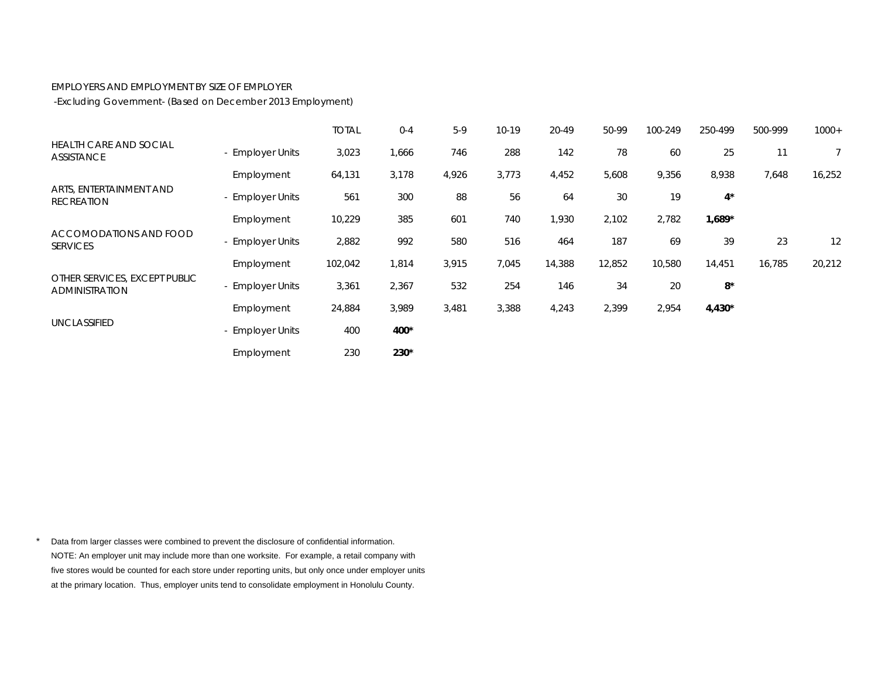EMPLOYERS AND EMPLOYMENT BY SIZE OF EMPLOYER

-Excluding Government- (Based on December 2013 Employment)

| | | TOTAL | 0-4 | 5-9 | 10-19 | 20-49 | 50-99 | 100-249 | 250-499 | 500-999 | 1000+ |
|---|---|---|---|---|---|---|---|---|---|---|---|
| HEALTH CARE AND SOCIAL ASSISTANCE | - Employer Units | 3,023 | 1,666 | 746 | 288 | 142 | 78 | 60 | 25 | 11 | 7 |
| | Employment | 64,131 | 3,178 | 4,926 | 3,773 | 4,452 | 5,608 | 9,356 | 8,938 | 7,648 | 16,252 |
| ARTS, ENTERTAINMENT AND RECREATION | - Employer Units | 561 | 300 | 88 | 56 | 64 | 30 | 19 | **4*** | | |
| | Employment | 10,229 | 385 | 601 | 740 | 1,930 | 2,102 | 2,782 | **1,689*** | | |
| ACCOMODATIONS AND FOOD SERVICES | - Employer Units | 2,882 | 992 | 580 | 516 | 464 | 187 | 69 | 39 | 23 | 12 |
| | Employment | 102,042 | 1,814 | 3,915 | 7,045 | 14,388 | 12,852 | 10,580 | 14,451 | 16,785 | 20,212 |
| OTHER SERVICES, EXCEPT PUBLIC ADMINISTRATION | - Employer Units | 3,361 | 2,367 | 532 | 254 | 146 | 34 | 20 | **8*** | | |
| | Employment | 24,884 | 3,989 | 3,481 | 3,388 | 4,243 | 2,399 | 2,954 | **4,430*** | | |
| UNCLASSIFIED | - Employer Units | 400 | **400*** | | | | | | | | |
| | Employment | 230 | **230*** | | | | | | | | |

\* Data from larger classes were combined to prevent the disclosure of confidential information.
NOTE: An employer unit may include more than one worksite. For example, a retail company with five stores would be counted for each store under reporting units, but only once under employer units at the primary location. Thus, employer units tend to consolidate employment in Honolulu County.